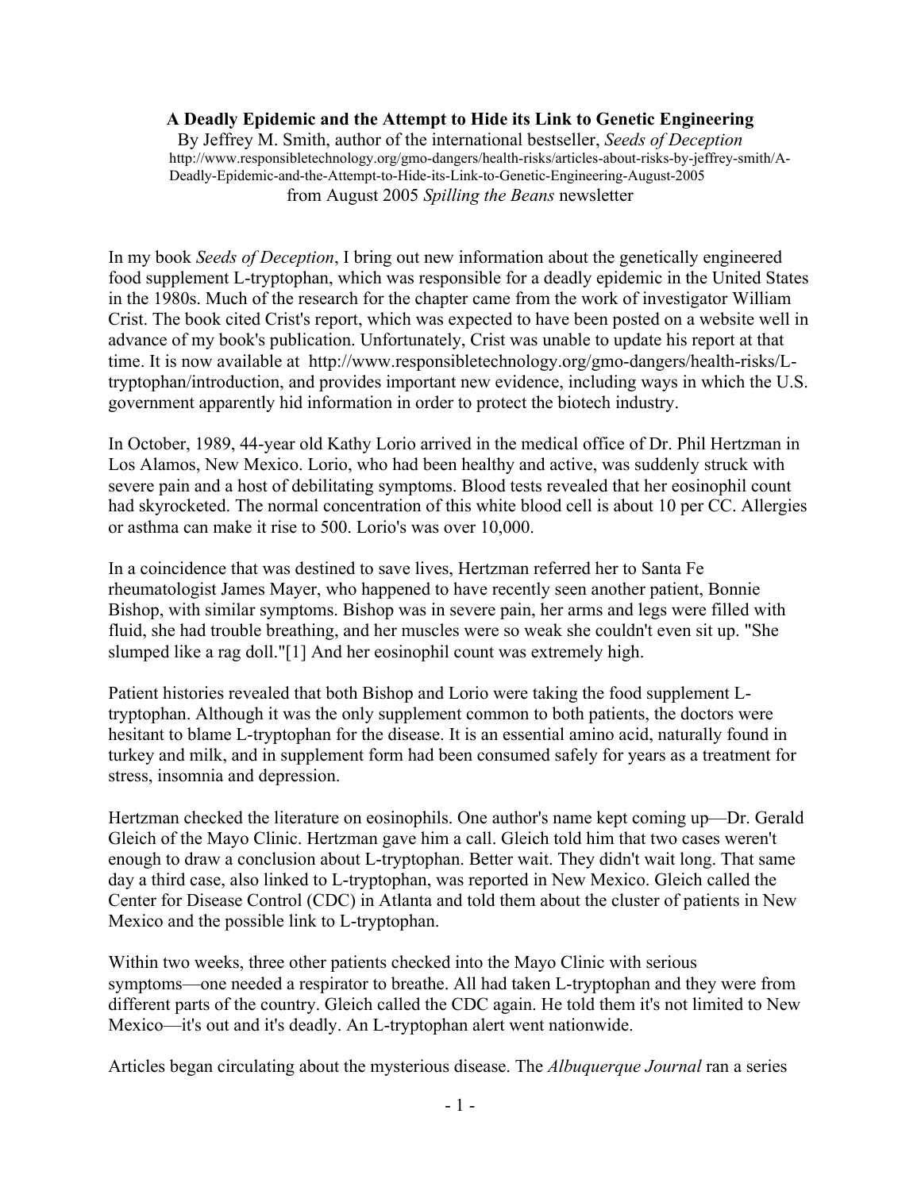**A Deadly Epidemic and the Attempt to Hide its Link to Genetic Engineering**

By Jeffrey M. Smith, author of the international bestseller, *Seeds of Deception*

http://www.responsibletechnology.org/gmo-dangers/health-risks/articles-about-risks-by-jeffrey-smith/A-Deadly-Epidemic-and-the-Attempt-to-Hide-its-Link-to-Genetic-Engineering-August-2005

from August 2005 *Spilling the Beans* newsletter

In my book *Seeds of Deception*, I bring out new information about the genetically engineered food supplement L-tryptophan, which was responsible for a deadly epidemic in the United States in the 1980s. Much of the research for the chapter came from the work of investigator William Crist. The book cited Crist's report, which was expected to have been posted on a website well in advance of my book's publication. Unfortunately, Crist was unable to update his report at that time. It is now available at http://www.responsibletechnology.org/gmo-dangers/health-risks/L-tryptophan/introduction, and provides important new evidence, including ways in which the U.S. government apparently hid information in order to protect the biotech industry.

In October, 1989, 44-year old Kathy Lorio arrived in the medical office of Dr. Phil Hertzman in Los Alamos, New Mexico. Lorio, who had been healthy and active, was suddenly struck with severe pain and a host of debilitating symptoms. Blood tests revealed that her eosinophil count had skyrocketed. The normal concentration of this white blood cell is about 10 per CC. Allergies or asthma can make it rise to 500. Lorio's was over 10,000.

In a coincidence that was destined to save lives, Hertzman referred her to Santa Fe rheumatologist James Mayer, who happened to have recently seen another patient, Bonnie Bishop, with similar symptoms. Bishop was in severe pain, her arms and legs were filled with fluid, she had trouble breathing, and her muscles were so weak she couldn't even sit up. "She slumped like a rag doll."[1] And her eosinophil count was extremely high.

Patient histories revealed that both Bishop and Lorio were taking the food supplement L-tryptophan. Although it was the only supplement common to both patients, the doctors were hesitant to blame L-tryptophan for the disease. It is an essential amino acid, naturally found in turkey and milk, and in supplement form had been consumed safely for years as a treatment for stress, insomnia and depression.

Hertzman checked the literature on eosinophils. One author's name kept coming up—Dr. Gerald Gleich of the Mayo Clinic. Hertzman gave him a call. Gleich told him that two cases weren't enough to draw a conclusion about L-tryptophan. Better wait. They didn't wait long. That same day a third case, also linked to L-tryptophan, was reported in New Mexico. Gleich called the Center for Disease Control (CDC) in Atlanta and told them about the cluster of patients in New Mexico and the possible link to L-tryptophan.

Within two weeks, three other patients checked into the Mayo Clinic with serious symptoms—one needed a respirator to breathe. All had taken L-tryptophan and they were from different parts of the country. Gleich called the CDC again. He told them it's not limited to New Mexico—it's out and it's deadly. An L-tryptophan alert went nationwide.

Articles began circulating about the mysterious disease. The *Albuquerque Journal* ran a series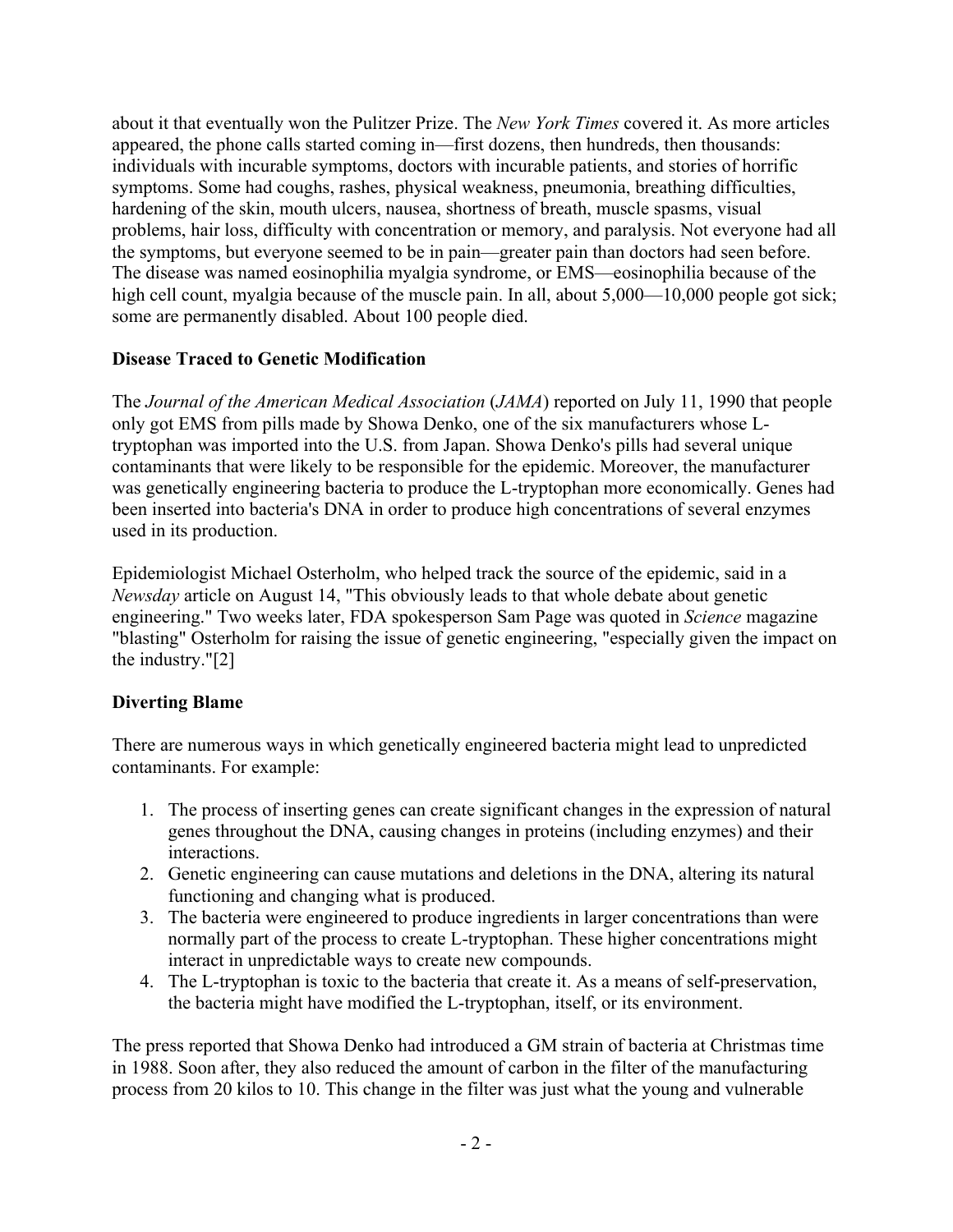about it that eventually won the Pulitzer Prize. The *New York Times* covered it. As more articles appeared, the phone calls started coming in—first dozens, then hundreds, then thousands: individuals with incurable symptoms, doctors with incurable patients, and stories of horrific symptoms. Some had coughs, rashes, physical weakness, pneumonia, breathing difficulties, hardening of the skin, mouth ulcers, nausea, shortness of breath, muscle spasms, visual problems, hair loss, difficulty with concentration or memory, and paralysis. Not everyone had all the symptoms, but everyone seemed to be in pain—greater pain than doctors had seen before. The disease was named eosinophilia myalgia syndrome, or EMS—eosinophilia because of the high cell count, myalgia because of the muscle pain. In all, about 5,000—10,000 people got sick; some are permanently disabled. About 100 people died.

**Disease Traced to Genetic Modification**

The *Journal of the American Medical Association* (*JAMA*) reported on July 11, 1990 that people only got EMS from pills made by Showa Denko, one of the six manufacturers whose L-tryptophan was imported into the U.S. from Japan. Showa Denko's pills had several unique contaminants that were likely to be responsible for the epidemic. Moreover, the manufacturer was genetically engineering bacteria to produce the L-tryptophan more economically. Genes had been inserted into bacteria's DNA in order to produce high concentrations of several enzymes used in its production.

Epidemiologist Michael Osterholm, who helped track the source of the epidemic, said in a *Newsday* article on August 14, "This obviously leads to that whole debate about genetic engineering." Two weeks later, FDA spokesperson Sam Page was quoted in *Science* magazine "blasting" Osterholm for raising the issue of genetic engineering, "especially given the impact on the industry."[2]

**Diverting Blame**

There are numerous ways in which genetically engineered bacteria might lead to unpredicted contaminants. For example:

1. The process of inserting genes can create significant changes in the expression of natural genes throughout the DNA, causing changes in proteins (including enzymes) and their interactions.
2. Genetic engineering can cause mutations and deletions in the DNA, altering its natural functioning and changing what is produced.
3. The bacteria were engineered to produce ingredients in larger concentrations than were normally part of the process to create L-tryptophan. These higher concentrations might interact in unpredictable ways to create new compounds.
4. The L-tryptophan is toxic to the bacteria that create it. As a means of self-preservation, the bacteria might have modified the L-tryptophan, itself, or its environment.

The press reported that Showa Denko had introduced a GM strain of bacteria at Christmas time in 1988. Soon after, they also reduced the amount of carbon in the filter of the manufacturing process from 20 kilos to 10. This change in the filter was just what the young and vulnerable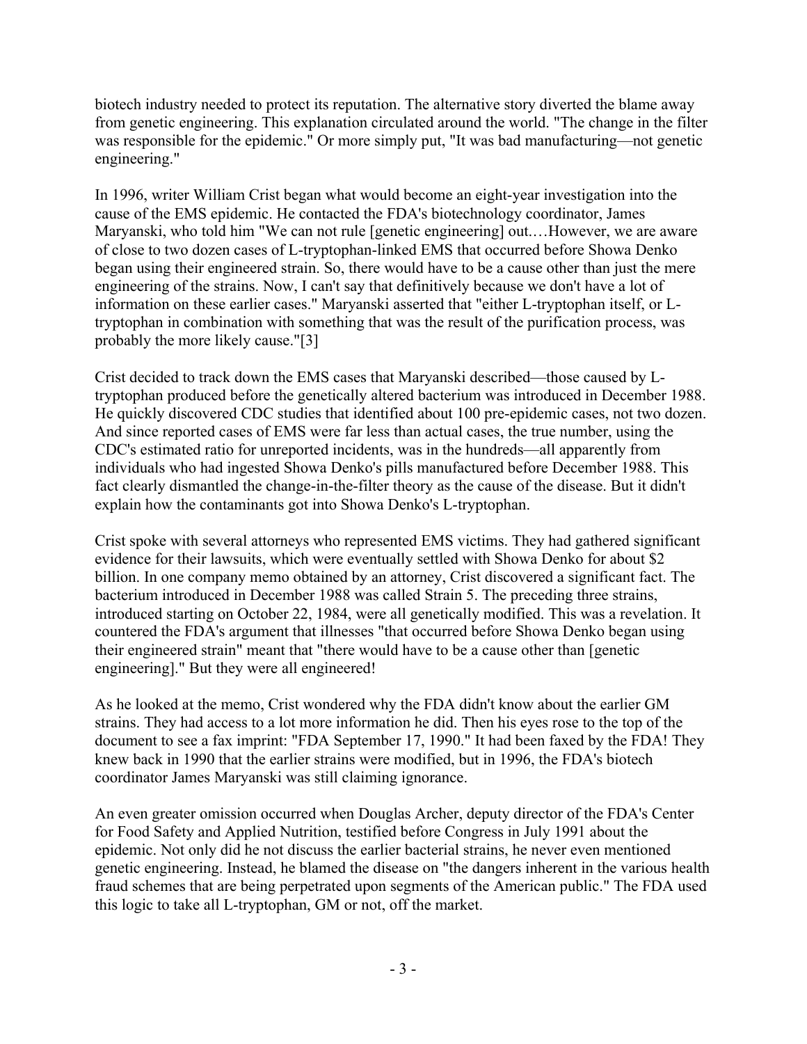biotech industry needed to protect its reputation. The alternative story diverted the blame away from genetic engineering. This explanation circulated around the world. "The change in the filter was responsible for the epidemic." Or more simply put, "It was bad manufacturing—not genetic engineering."

In 1996, writer William Crist began what would become an eight-year investigation into the cause of the EMS epidemic. He contacted the FDA's biotechnology coordinator, James Maryanski, who told him "We can not rule [genetic engineering] out.…However, we are aware of close to two dozen cases of L-tryptophan-linked EMS that occurred before Showa Denko began using their engineered strain. So, there would have to be a cause other than just the mere engineering of the strains. Now, I can't say that definitively because we don't have a lot of information on these earlier cases." Maryanski asserted that "either L-tryptophan itself, or L-tryptophan in combination with something that was the result of the purification process, was probably the more likely cause."[3]

Crist decided to track down the EMS cases that Maryanski described—those caused by L-tryptophan produced before the genetically altered bacterium was introduced in December 1988. He quickly discovered CDC studies that identified about 100 pre-epidemic cases, not two dozen. And since reported cases of EMS were far less than actual cases, the true number, using the CDC's estimated ratio for unreported incidents, was in the hundreds—all apparently from individuals who had ingested Showa Denko's pills manufactured before December 1988. This fact clearly dismantled the change-in-the-filter theory as the cause of the disease. But it didn't explain how the contaminants got into Showa Denko's L-tryptophan.

Crist spoke with several attorneys who represented EMS victims. They had gathered significant evidence for their lawsuits, which were eventually settled with Showa Denko for about $2 billion. In one company memo obtained by an attorney, Crist discovered a significant fact. The bacterium introduced in December 1988 was called Strain 5. The preceding three strains, introduced starting on October 22, 1984, were all genetically modified. This was a revelation. It countered the FDA's argument that illnesses "that occurred before Showa Denko began using their engineered strain" meant that "there would have to be a cause other than [genetic engineering]." But they were all engineered!

As he looked at the memo, Crist wondered why the FDA didn't know about the earlier GM strains. They had access to a lot more information he did. Then his eyes rose to the top of the document to see a fax imprint: "FDA September 17, 1990." It had been faxed by the FDA! They knew back in 1990 that the earlier strains were modified, but in 1996, the FDA's biotech coordinator James Maryanski was still claiming ignorance.

An even greater omission occurred when Douglas Archer, deputy director of the FDA's Center for Food Safety and Applied Nutrition, testified before Congress in July 1991 about the epidemic. Not only did he not discuss the earlier bacterial strains, he never even mentioned genetic engineering. Instead, he blamed the disease on "the dangers inherent in the various health fraud schemes that are being perpetrated upon segments of the American public." The FDA used this logic to take all L-tryptophan, GM or not, off the market.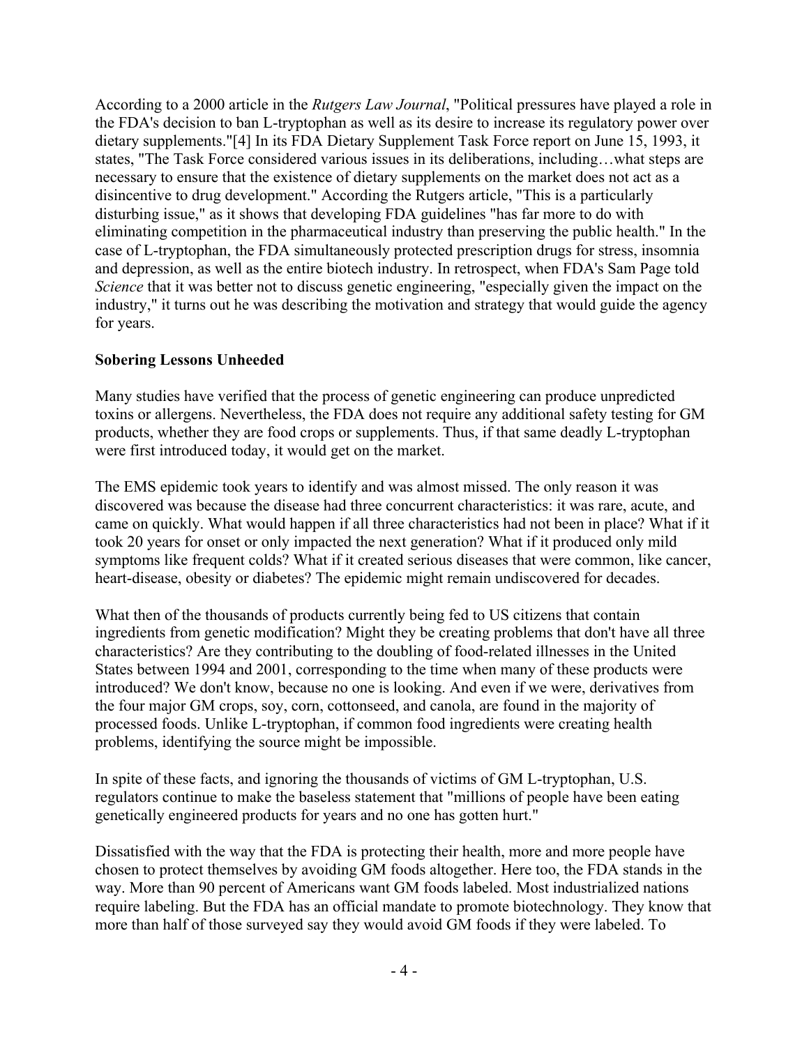According to a 2000 article in the *Rutgers Law Journal*, "Political pressures have played a role in the FDA's decision to ban L-tryptophan as well as its desire to increase its regulatory power over dietary supplements."[4] In its FDA Dietary Supplement Task Force report on June 15, 1993, it states, "The Task Force considered various issues in its deliberations, including…what steps are necessary to ensure that the existence of dietary supplements on the market does not act as a disincentive to drug development." According the Rutgers article, "This is a particularly disturbing issue," as it shows that developing FDA guidelines "has far more to do with eliminating competition in the pharmaceutical industry than preserving the public health." In the case of L-tryptophan, the FDA simultaneously protected prescription drugs for stress, insomnia and depression, as well as the entire biotech industry. In retrospect, when FDA's Sam Page told *Science* that it was better not to discuss genetic engineering, "especially given the impact on the industry," it turns out he was describing the motivation and strategy that would guide the agency for years.

**Sobering Lessons Unheeded**

Many studies have verified that the process of genetic engineering can produce unpredicted toxins or allergens. Nevertheless, the FDA does not require any additional safety testing for GM products, whether they are food crops or supplements. Thus, if that same deadly L-tryptophan were first introduced today, it would get on the market.

The EMS epidemic took years to identify and was almost missed. The only reason it was discovered was because the disease had three concurrent characteristics: it was rare, acute, and came on quickly. What would happen if all three characteristics had not been in place? What if it took 20 years for onset or only impacted the next generation? What if it produced only mild symptoms like frequent colds? What if it created serious diseases that were common, like cancer, heart-disease, obesity or diabetes? The epidemic might remain undiscovered for decades.

What then of the thousands of products currently being fed to US citizens that contain ingredients from genetic modification? Might they be creating problems that don't have all three characteristics? Are they contributing to the doubling of food-related illnesses in the United States between 1994 and 2001, corresponding to the time when many of these products were introduced? We don't know, because no one is looking. And even if we were, derivatives from the four major GM crops, soy, corn, cottonseed, and canola, are found in the majority of processed foods. Unlike L-tryptophan, if common food ingredients were creating health problems, identifying the source might be impossible.

In spite of these facts, and ignoring the thousands of victims of GM L-tryptophan, U.S. regulators continue to make the baseless statement that "millions of people have been eating genetically engineered products for years and no one has gotten hurt."

Dissatisfied with the way that the FDA is protecting their health, more and more people have chosen to protect themselves by avoiding GM foods altogether. Here too, the FDA stands in the way. More than 90 percent of Americans want GM foods labeled. Most industrialized nations require labeling. But the FDA has an official mandate to promote biotechnology. They know that more than half of those surveyed say they would avoid GM foods if they were labeled. To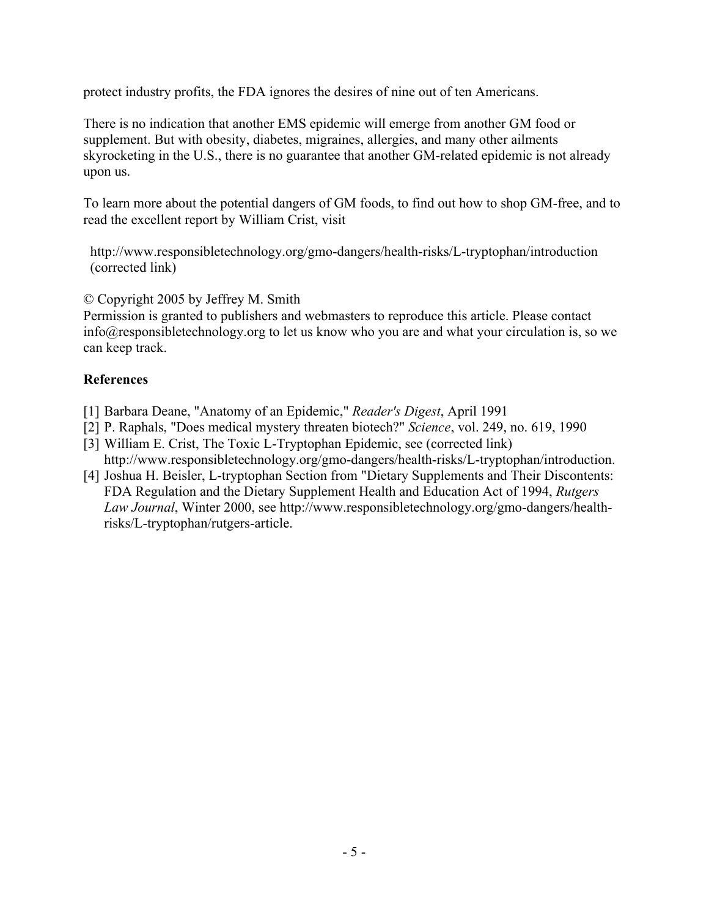protect industry profits, the FDA ignores the desires of nine out of ten Americans.

There is no indication that another EMS epidemic will emerge from another GM food or supplement. But with obesity, diabetes, migraines, allergies, and many other ailments skyrocketing in the U.S., there is no guarantee that another GM-related epidemic is not already upon us.

To learn more about the potential dangers of GM foods, to find out how to shop GM-free, and to read the excellent report by William Crist, visit

http://www.responsibletechnology.org/gmo-dangers/health-risks/L-tryptophan/introduction (corrected link)

© Copyright 2005 by Jeffrey M. Smith
Permission is granted to publishers and webmasters to reproduce this article. Please contact info@responsibletechnology.org to let us know who you are and what your circulation is, so we can keep track.

**References**

[1] Barbara Deane, "Anatomy of an Epidemic," *Reader's Digest*, April 1991
[2] P. Raphals, "Does medical mystery threaten biotech?" *Science*, vol. 249, no. 619, 1990
[3] William E. Crist, The Toxic L-Tryptophan Epidemic, see (corrected link) http://www.responsibletechnology.org/gmo-dangers/health-risks/L-tryptophan/introduction.
[4] Joshua H. Beisler, L-tryptophan Section from "Dietary Supplements and Their Discontents: FDA Regulation and the Dietary Supplement Health and Education Act of 1994, *Rutgers Law Journal*, Winter 2000, see http://www.responsibletechnology.org/gmo-dangers/health-risks/L-tryptophan/rutgers-article.